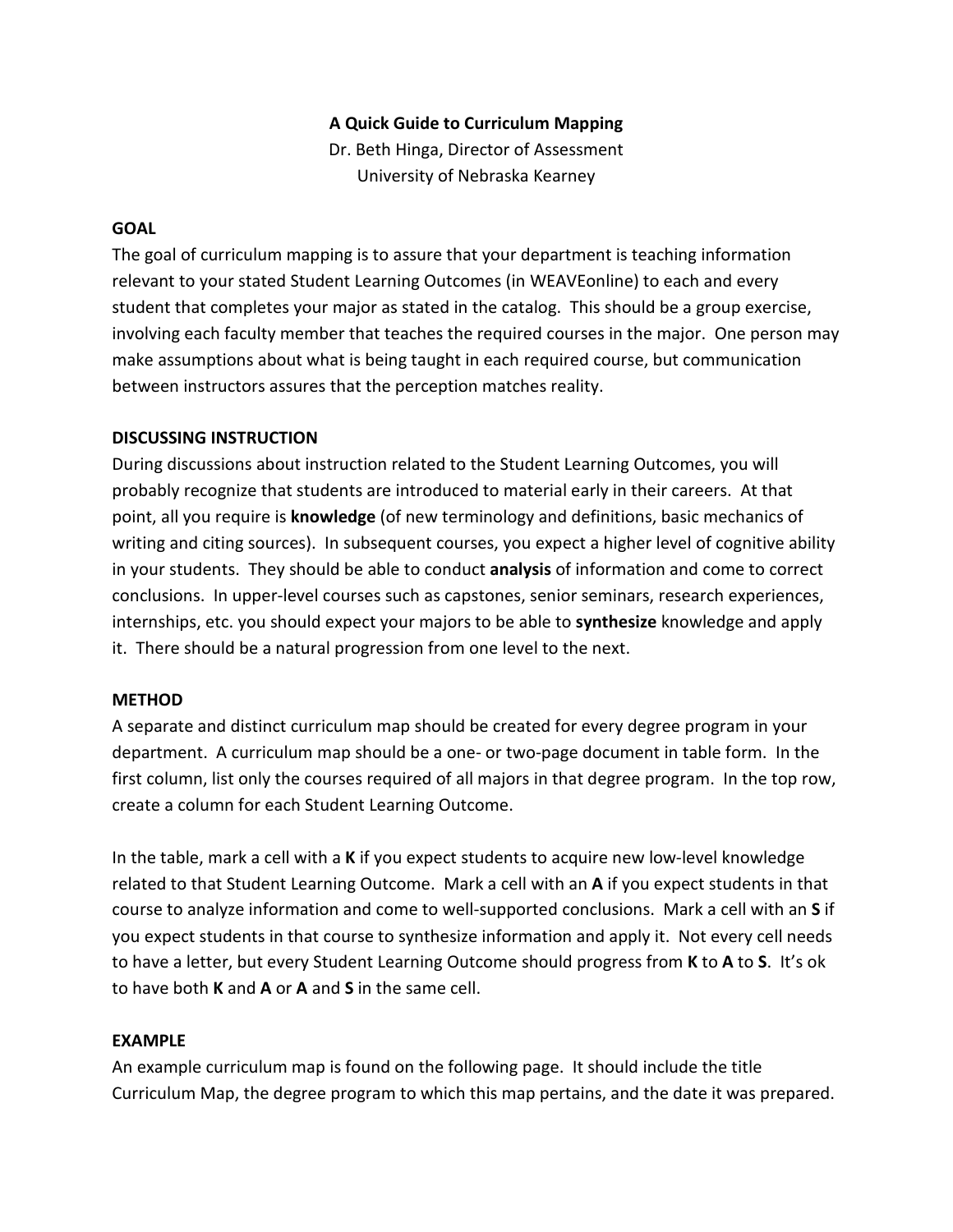# A Quick Guide to Curriculum Mapping

Dr. Beth Hinga, Director of Assessment
University of Nebraska Kearney

## GOAL

The goal of curriculum mapping is to assure that your department is teaching information relevant to your stated Student Learning Outcomes (in WEAVEonline) to each and every student that completes your major as stated in the catalog. This should be a group exercise, involving each faculty member that teaches the required courses in the major. One person may make assumptions about what is being taught in each required course, but communication between instructors assures that the perception matches reality.

## DISCUSSING INSTRUCTION

During discussions about instruction related to the Student Learning Outcomes, you will probably recognize that students are introduced to material early in their careers. At that point, all you require is **knowledge** (of new terminology and definitions, basic mechanics of writing and citing sources). In subsequent courses, you expect a higher level of cognitive ability in your students. They should be able to conduct **analysis** of information and come to correct conclusions. In upper-level courses such as capstones, senior seminars, research experiences, internships, etc. you should expect your majors to be able to **synthesize** knowledge and apply it. There should be a natural progression from one level to the next.

## METHOD

A separate and distinct curriculum map should be created for every degree program in your department. A curriculum map should be a one- or two-page document in table form. In the first column, list only the courses required of all majors in that degree program. In the top row, create a column for each Student Learning Outcome.

In the table, mark a cell with a **K** if you expect students to acquire new low-level knowledge related to that Student Learning Outcome. Mark a cell with an **A** if you expect students in that course to analyze information and come to well-supported conclusions. Mark a cell with an **S** if you expect students in that course to synthesize information and apply it. Not every cell needs to have a letter, but every Student Learning Outcome should progress from **K** to **A** to **S**. It's ok to have both **K** and **A** or **A** and **S** in the same cell.

## EXAMPLE

An example curriculum map is found on the following page. It should include the title Curriculum Map, the degree program to which this map pertains, and the date it was prepared.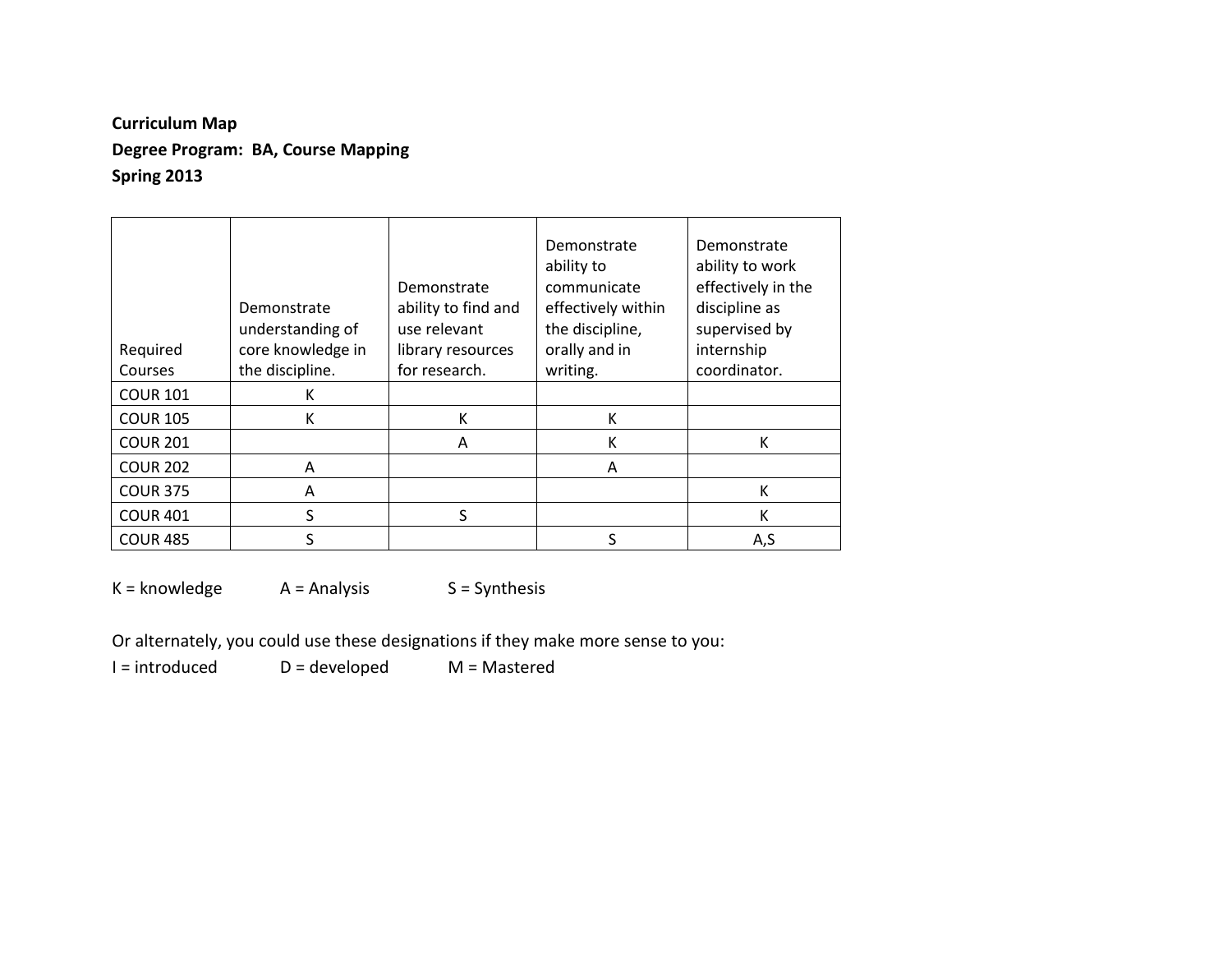**Curriculum Map**
**Degree Program: BA, Course Mapping**
**Spring 2013**

| Required Courses | Demonstrate understanding of core knowledge in the discipline. | Demonstrate ability to find and use relevant library resources for research. | Demonstrate ability to communicate effectively within the discipline, orally and in writing. | Demonstrate ability to work effectively in the discipline as supervised by internship coordinator. |
|---|---|---|---|---|
| COUR 101 | K | | | |
| COUR 105 | K | K | K | |
| COUR 201 | | A | K | K |
| COUR 202 | A | | A | |
| COUR 375 | A | | | K |
| COUR 401 | S | S | | K |
| COUR 485 | S | | S | A,S |

K = knowledge     A = Analysis     S = Synthesis

Or alternately, you could use these designations if they make more sense to you:
I = introduced     D = developed     M = Mastered